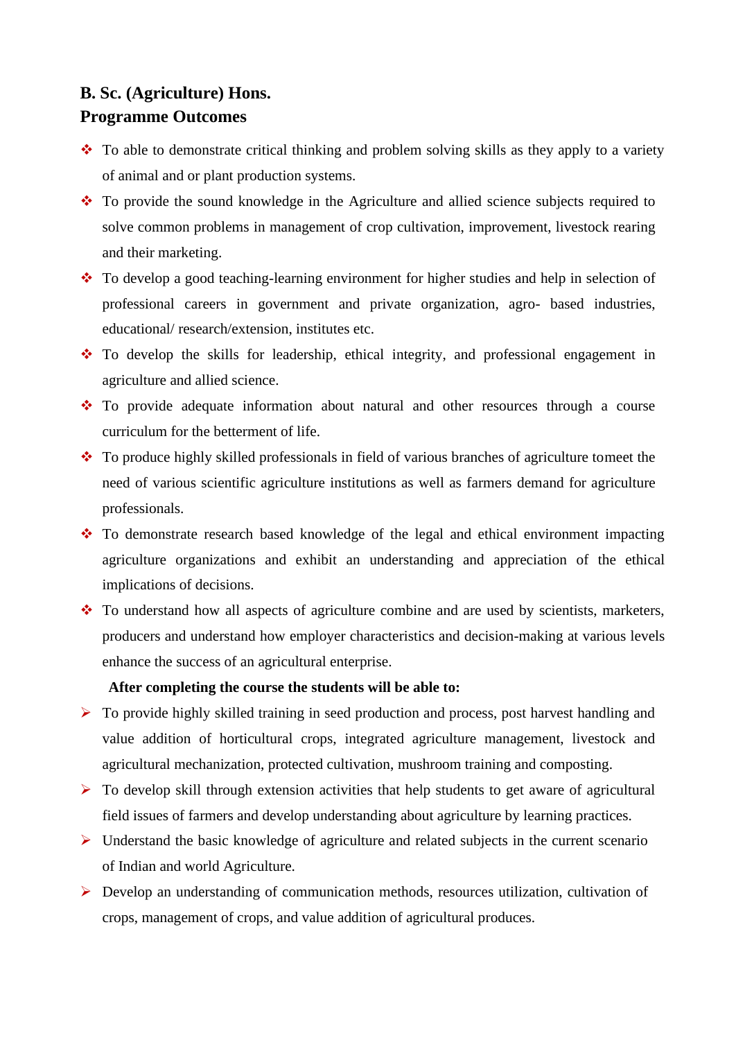**B. Sc. (Agriculture) Hons.**
**Programme Outcomes**

- To able to demonstrate critical thinking and problem solving skills as they apply to a variety of animal and or plant production systems.
- To provide the sound knowledge in the Agriculture and allied science subjects required to solve common problems in management of crop cultivation, improvement, livestock rearing and their marketing.
- To develop a good teaching-learning environment for higher studies and help in selection of professional careers in government and private organization, agro- based industries, educational/ research/extension, institutes etc.
- To develop the skills for leadership, ethical integrity, and professional engagement in agriculture and allied science.
- To provide adequate information about natural and other resources through a course curriculum for the betterment of life.
- To produce highly skilled professionals in field of various branches of agriculture tomeet the need of various scientific agriculture institutions as well as farmers demand for agriculture professionals.
- To demonstrate research based knowledge of the legal and ethical environment impacting agriculture organizations and exhibit an understanding and appreciation of the ethical implications of decisions.
- To understand how all aspects of agriculture combine and are used by scientists, marketers, producers and understand how employer characteristics and decision-making at various levels enhance the success of an agricultural enterprise.

**After completing the course the students will be able to:**

- To provide highly skilled training in seed production and process, post harvest handling and value addition of horticultural crops, integrated agriculture management, livestock and agricultural mechanization, protected cultivation, mushroom training and composting.
- To develop skill through extension activities that help students to get aware of agricultural field issues of farmers and develop understanding about agriculture by learning practices.
- Understand the basic knowledge of agriculture and related subjects in the current scenario of Indian and world Agriculture.
- Develop an understanding of communication methods, resources utilization, cultivation of crops, management of crops, and value addition of agricultural produces.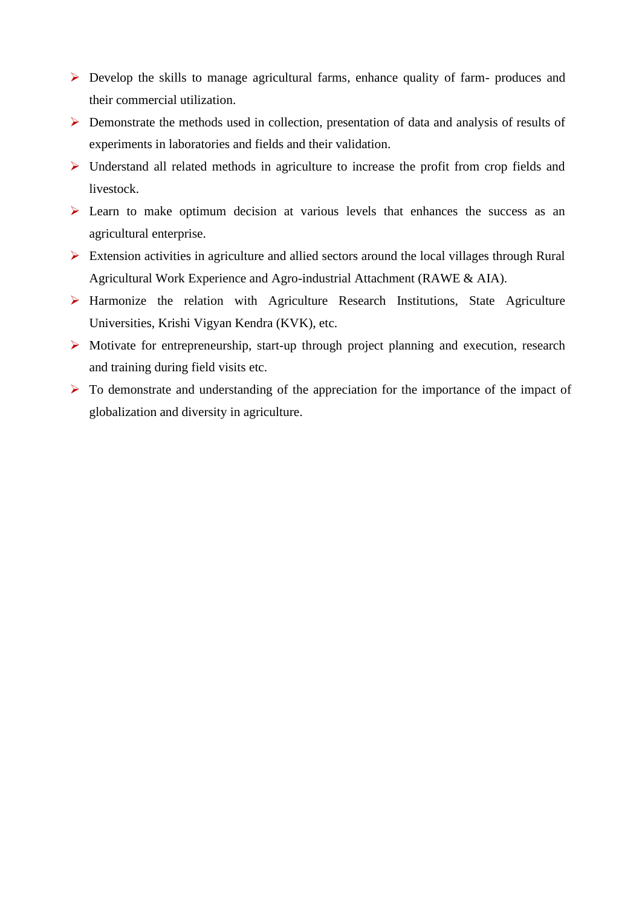- Develop the skills to manage agricultural farms, enhance quality of farm- produces and their commercial utilization.
- Demonstrate the methods used in collection, presentation of data and analysis of results of experiments in laboratories and fields and their validation.
- Understand all related methods in agriculture to increase the profit from crop fields and livestock.
- Learn to make optimum decision at various levels that enhances the success as an agricultural enterprise.
- Extension activities in agriculture and allied sectors around the local villages through Rural Agricultural Work Experience and Agro-industrial Attachment (RAWE & AIA).
- Harmonize the relation with Agriculture Research Institutions, State Agriculture Universities, Krishi Vigyan Kendra (KVK), etc.
- Motivate for entrepreneurship, start-up through project planning and execution, research and training during field visits etc.
- To demonstrate and understanding of the appreciation for the importance of the impact of globalization and diversity in agriculture.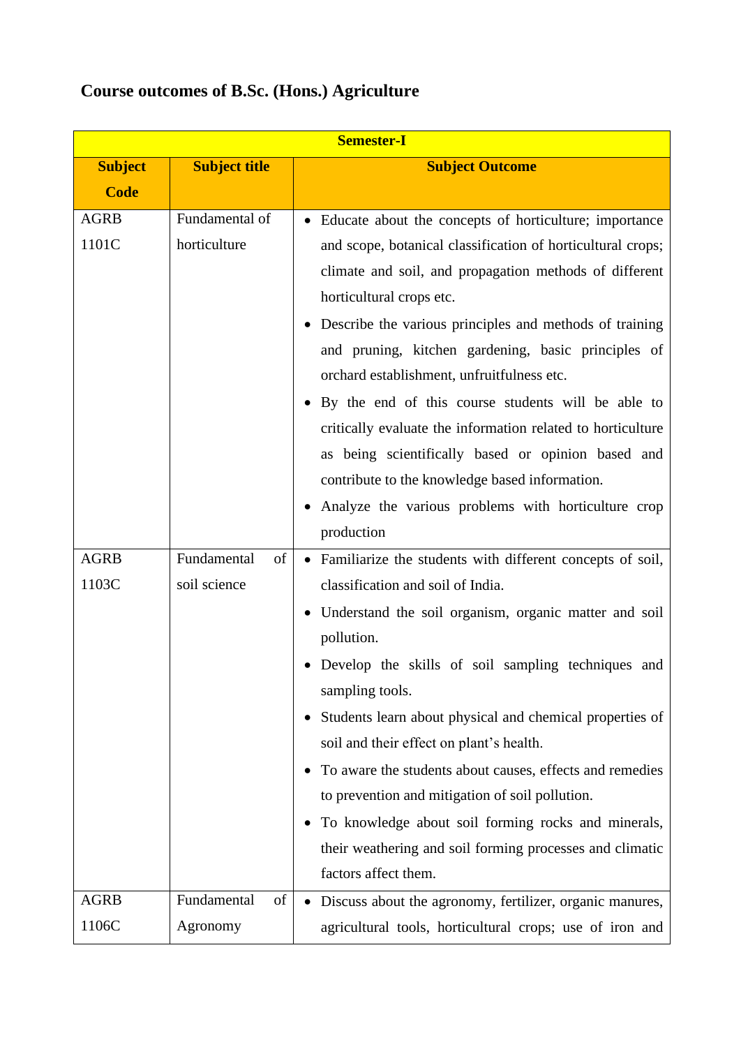# Course outcomes of B.Sc. (Hons.) Agriculture

| Semester-I | | |
|---|---|---|
| **Subject Code** | **Subject title** | **Subject Outcome** |
| AGRB 1101C | Fundamental of horticulture | • Educate about the concepts of horticulture; importance and scope, botanical classification of horticultural crops; climate and soil, and propagation methods of different horticultural crops etc.<br>• Describe the various principles and methods of training and pruning, kitchen gardening, basic principles of orchard establishment, unfruitfulness etc.<br>• By the end of this course students will be able to critically evaluate the information related to horticulture as being scientifically based or opinion based and contribute to the knowledge based information.<br>• Analyze the various problems with horticulture crop production |
| AGRB 1103C | Fundamental of soil science | • Familiarize the students with different concepts of soil, classification and soil of India.<br>• Understand the soil organism, organic matter and soil pollution.<br>• Develop the skills of soil sampling techniques and sampling tools.<br>• Students learn about physical and chemical properties of soil and their effect on plant's health.<br>• To aware the students about causes, effects and remedies to prevention and mitigation of soil pollution.<br>• To knowledge about soil forming rocks and minerals, their weathering and soil forming processes and climatic factors affect them. |
| AGRB 1106C | Fundamental of Agronomy | • Discuss about the agronomy, fertilizer, organic manures, agricultural tools, horticultural crops; use of iron and |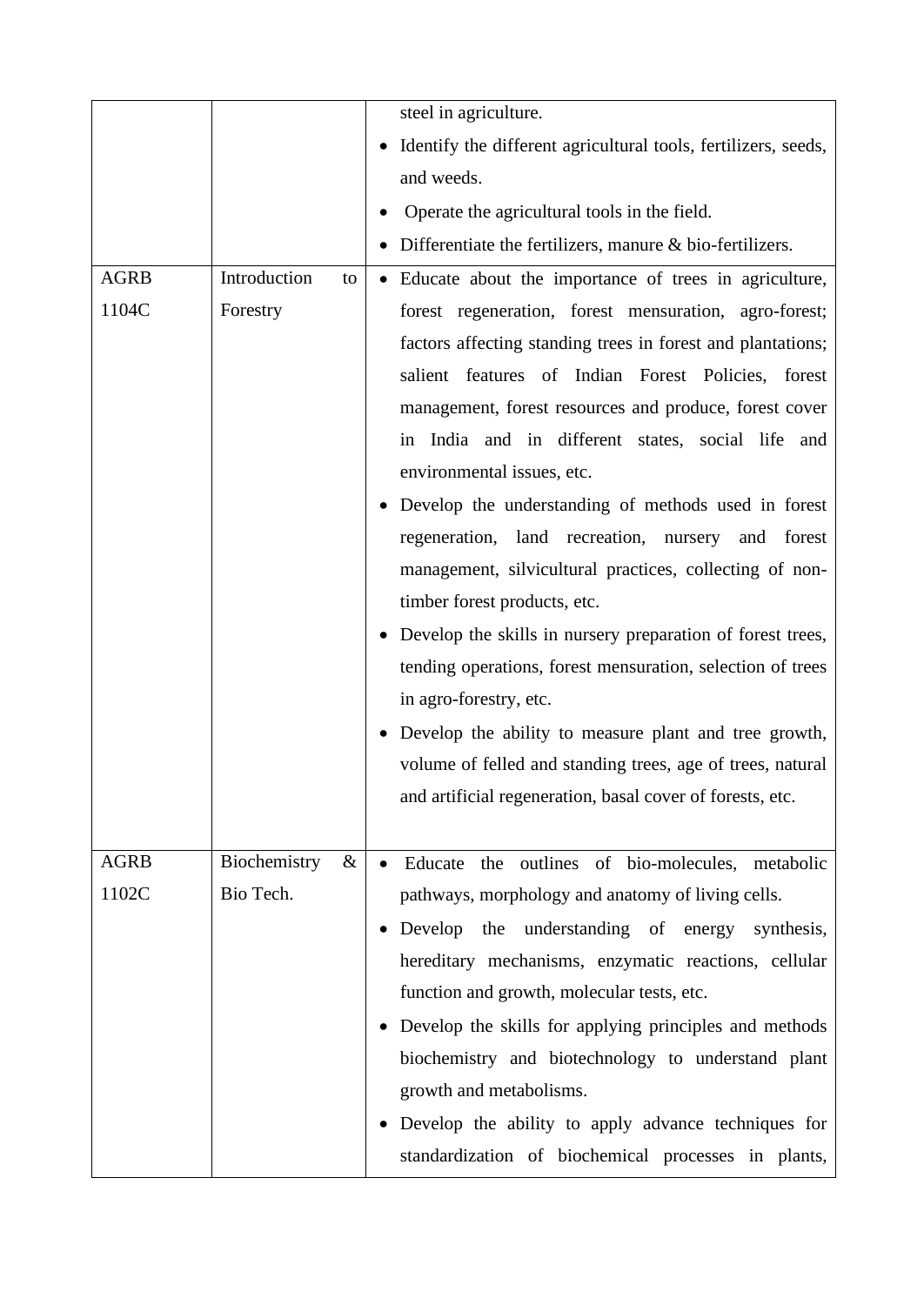| | | |
|---|---|---|
| | | steel in agriculture.<br>• Identify the different agricultural tools, fertilizers, seeds, and weeds.<br>• Operate the agricultural tools in the field.<br>• Differentiate the fertilizers, manure & bio-fertilizers. |
| AGRB 1104C | Introduction to Forestry | • Educate about the importance of trees in agriculture, forest regeneration, forest mensuration, agro-forest; factors affecting standing trees in forest and plantations; salient features of Indian Forest Policies, forest management, forest resources and produce, forest cover in India and in different states, social life and environmental issues, etc.<br>• Develop the understanding of methods used in forest regeneration, land recreation, nursery and forest management, silvicultural practices, collecting of non-timber forest products, etc.<br>• Develop the skills in nursery preparation of forest trees, tending operations, forest mensuration, selection of trees in agro-forestry, etc.<br>• Develop the ability to measure plant and tree growth, volume of felled and standing trees, age of trees, natural and artificial regeneration, basal cover of forests, etc. |
| AGRB 1102C | Biochemistry & Bio Tech. | • Educate the outlines of bio-molecules, metabolic pathways, morphology and anatomy of living cells.<br>• Develop the understanding of energy synthesis, hereditary mechanisms, enzymatic reactions, cellular function and growth, molecular tests, etc.<br>• Develop the skills for applying principles and methods biochemistry and biotechnology to understand plant growth and metabolisms.<br>• Develop the ability to apply advance techniques for standardization of biochemical processes in plants, |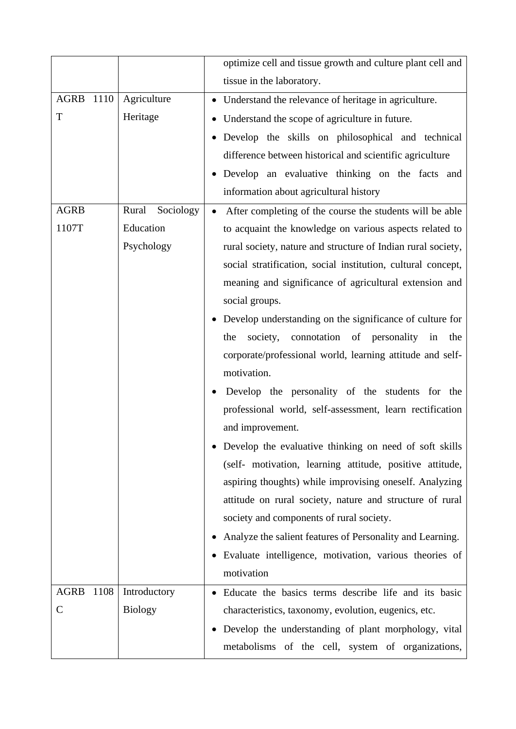| | | |
|---|---|---|
| | | optimize cell and tissue growth and culture plant cell and tissue in the laboratory. |
| AGRB 1110 T | Agriculture Heritage | • Understand the relevance of heritage in agriculture.<br>• Understand the scope of agriculture in future.<br>• Develop the skills on philosophical and technical difference between historical and scientific agriculture<br>• Develop an evaluative thinking on the facts and information about agricultural history |
| AGRB 1107T | Rural Sociology Education Psychology | • After completing of the course the students will be able to acquaint the knowledge on various aspects related to rural society, nature and structure of Indian rural society, social stratification, social institution, cultural concept, meaning and significance of agricultural extension and social groups.<br>• Develop understanding on the significance of culture for the society, connotation of personality in the corporate/professional world, learning attitude and self-motivation.<br>• Develop the personality of the students for the professional world, self-assessment, learn rectification and improvement.<br>• Develop the evaluative thinking on need of soft skills (self- motivation, learning attitude, positive attitude, aspiring thoughts) while improvising oneself. Analyzing attitude on rural society, nature and structure of rural society and components of rural society.<br>• Analyze the salient features of Personality and Learning.<br>• Evaluate intelligence, motivation, various theories of motivation |
| AGRB 1108 C | Introductory Biology | • Educate the basics terms describe life and its basic characteristics, taxonomy, evolution, eugenics, etc.<br>• Develop the understanding of plant morphology, vital metabolisms of the cell, system of organizations, |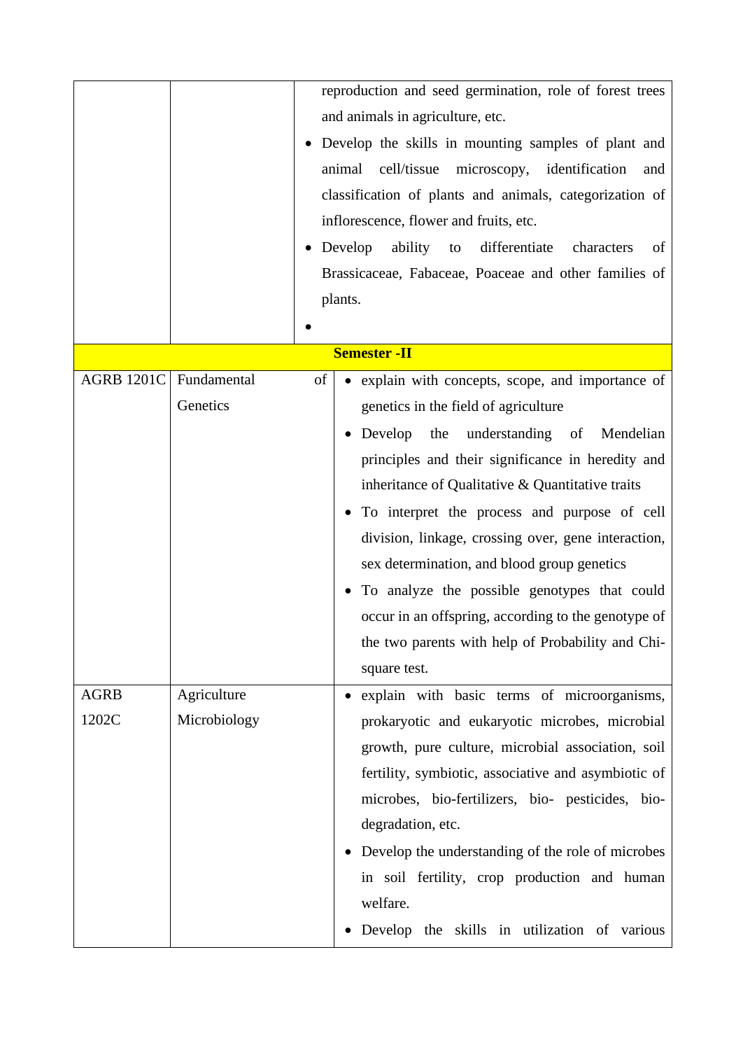| | | |
|---|---|---|
| | | reproduction and seed germination, role of forest trees and animals in agriculture, etc.<br>• Develop the skills in mounting samples of plant and animal cell/tissue microscopy, identification and classification of plants and animals, categorization of inflorescence, flower and fruits, etc.<br>• Develop ability to differentiate characters of Brassicaceae, Fabaceae, Poaceae and other families of plants.<br>• |
| **Semester -II** | | |
| AGRB 1201C | Fundamental of Genetics | • explain with concepts, scope, and importance of genetics in the field of agriculture<br>• Develop the understanding of Mendelian principles and their significance in heredity and inheritance of Qualitative & Quantitative traits<br>• To interpret the process and purpose of cell division, linkage, crossing over, gene interaction, sex determination, and blood group genetics<br>• To analyze the possible genotypes that could occur in an offspring, according to the genotype of the two parents with help of Probability and Chi-square test. |
| AGRB 1202C | Agriculture Microbiology | • explain with basic terms of microorganisms, prokaryotic and eukaryotic microbes, microbial growth, pure culture, microbial association, soil fertility, symbiotic, associative and asymbiotic of microbes, bio-fertilizers, bio- pesticides, bio-degradation, etc.<br>• Develop the understanding of the role of microbes in soil fertility, crop production and human welfare.<br>• Develop the skills in utilization of various |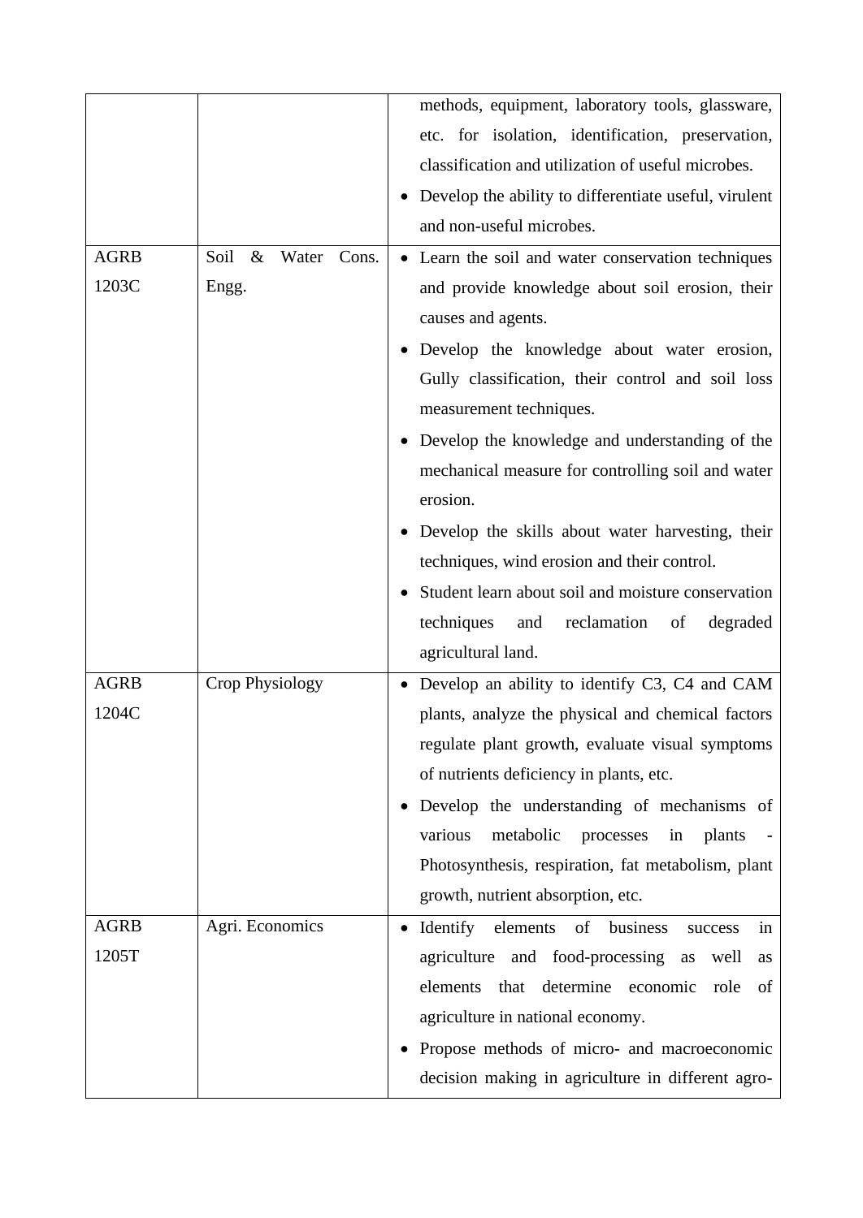| | | |
|---|---|---|
| | | methods, equipment, laboratory tools, glassware, etc. for isolation, identification, preservation, classification and utilization of useful microbes.<br>• Develop the ability to differentiate useful, virulent and non-useful microbes. |
| AGRB 1203C | Soil & Water Cons. Engg. | • Learn the soil and water conservation techniques and provide knowledge about soil erosion, their causes and agents.<br>• Develop the knowledge about water erosion, Gully classification, their control and soil loss measurement techniques.<br>• Develop the knowledge and understanding of the mechanical measure for controlling soil and water erosion.<br>• Develop the skills about water harvesting, their techniques, wind erosion and their control.<br>• Student learn about soil and moisture conservation techniques and reclamation of degraded agricultural land. |
| AGRB 1204C | Crop Physiology | • Develop an ability to identify C3, C4 and CAM plants, analyze the physical and chemical factors regulate plant growth, evaluate visual symptoms of nutrients deficiency in plants, etc.<br>• Develop the understanding of mechanisms of various metabolic processes in plants - Photosynthesis, respiration, fat metabolism, plant growth, nutrient absorption, etc. |
| AGRB 1205T | Agri. Economics | • Identify elements of business success in agriculture and food-processing as well as elements that determine economic role of agriculture in national economy.<br>• Propose methods of micro- and macroeconomic decision making in agriculture in different agro- |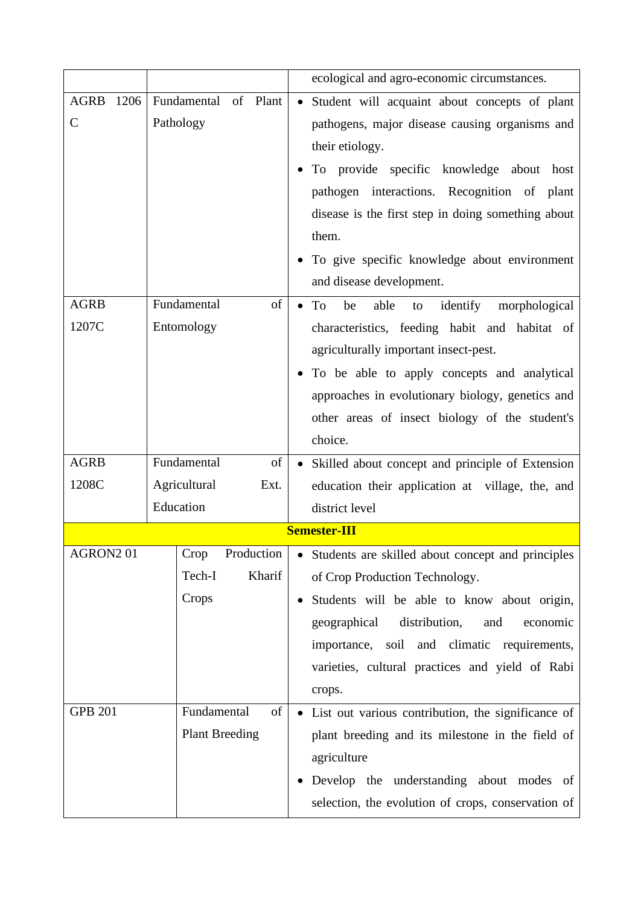| | | |
|---|---|---|
| | | ecological and agro-economic circumstances. |
| AGRB 1206 C | Fundamental of Plant Pathology | • Student will acquaint about concepts of plant pathogens, major disease causing organisms and their etiology.<br>• To provide specific knowledge about host pathogen interactions. Recognition of plant disease is the first step in doing something about them.<br>• To give specific knowledge about environment and disease development. |
| AGRB 1207C | Fundamental of Entomology | • To be able to identify morphological characteristics, feeding habit and habitat of agriculturally important insect-pest.<br>• To be able to apply concepts and analytical approaches in evolutionary biology, genetics and other areas of insect biology of the student's choice. |
| AGRB 1208C | Fundamental of Agricultural Ext. Education | • Skilled about concept and principle of Extension education their application at village, the, and district level |
| **Semester-III** | | |
| AGRON2 01 | Crop Production Tech-I Kharif Crops | • Students are skilled about concept and principles of Crop Production Technology.<br>• Students will be able to know about origin, geographical distribution, and economic importance, soil and climatic requirements, varieties, cultural practices and yield of Rabi crops. |
| GPB 201 | Fundamental of Plant Breeding | • List out various contribution, the significance of plant breeding and its milestone in the field of agriculture<br>• Develop the understanding about modes of selection, the evolution of crops, conservation of |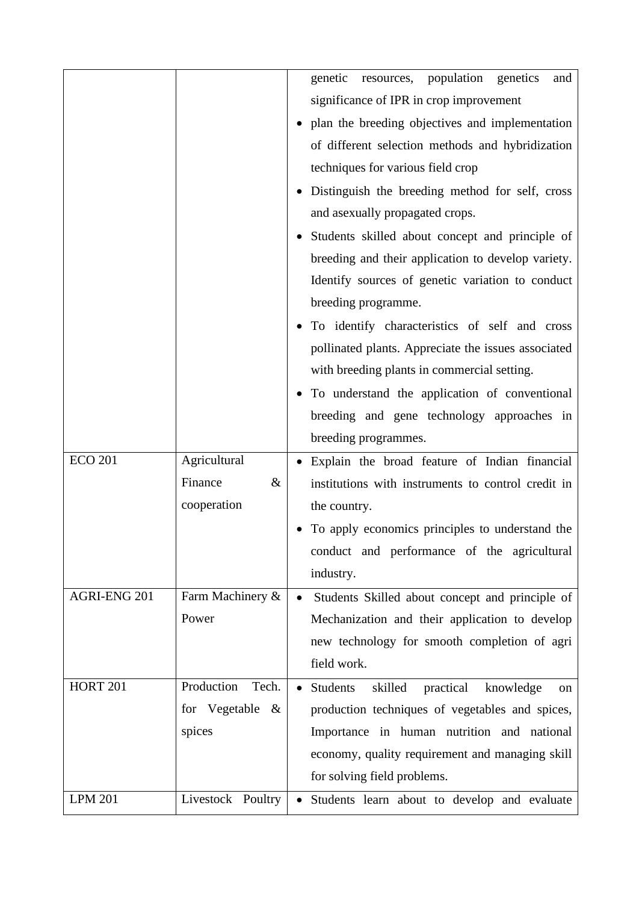| | | |
|---|---|---|
| | | genetic resources, population genetics and significance of IPR in crop improvement<br>• plan the breeding objectives and implementation of different selection methods and hybridization techniques for various field crop<br>• Distinguish the breeding method for self, cross and asexually propagated crops.<br>• Students skilled about concept and principle of breeding and their application to develop variety. Identify sources of genetic variation to conduct breeding programme.<br>• To identify characteristics of self and cross pollinated plants. Appreciate the issues associated with breeding plants in commercial setting.<br>• To understand the application of conventional breeding and gene technology approaches in breeding programmes. |
| ECO 201 | Agricultural Finance & cooperation | • Explain the broad feature of Indian financial institutions with instruments to control credit in the country.<br>• To apply economics principles to understand the conduct and performance of the agricultural industry. |
| AGRI-ENG 201 | Farm Machinery & Power | • Students Skilled about concept and principle of Mechanization and their application to develop new technology for smooth completion of agri field work. |
| HORT 201 | Production Tech. for Vegetable & spices | • Students skilled practical knowledge on production techniques of vegetables and spices, Importance in human nutrition and national economy, quality requirement and managing skill for solving field problems. |
| LPM 201 | Livestock Poultry | • Students learn about to develop and evaluate |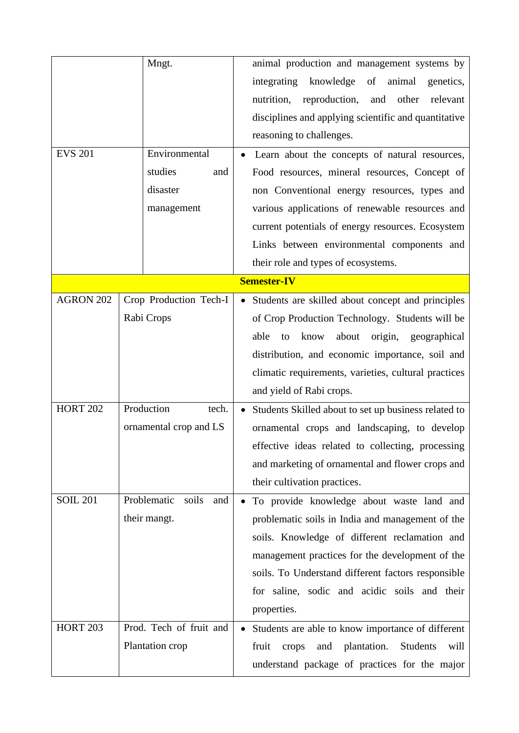| | | |
|---|---|---|
| | Mngt. | animal production and management systems by integrating knowledge of animal genetics, nutrition, reproduction, and other relevant disciplines and applying scientific and quantitative reasoning to challenges. |
| EVS 201 | Environmental studies and disaster management | • Learn about the concepts of natural resources, Food resources, mineral resources, Concept of non Conventional energy resources, types and various applications of renewable resources and current potentials of energy resources. Ecosystem Links between environmental components and their role and types of ecosystems. |
| **Semester-IV** | | |
| AGRON 202 | Crop Production Tech-I Rabi Crops | • Students are skilled about concept and principles of Crop Production Technology. Students will be able to know about origin, geographical distribution, and economic importance, soil and climatic requirements, varieties, cultural practices and yield of Rabi crops. |
| HORT 202 | Production tech. ornamental crop and LS | • Students Skilled about to set up business related to ornamental crops and landscaping, to develop effective ideas related to collecting, processing and marketing of ornamental and flower crops and their cultivation practices. |
| SOIL 201 | Problematic soils and their mangt. | • To provide knowledge about waste land and problematic soils in India and management of the soils. Knowledge of different reclamation and management practices for the development of the soils. To Understand different factors responsible for saline, sodic and acidic soils and their properties. |
| HORT 203 | Prod. Tech of fruit and Plantation crop | • Students are able to know importance of different fruit crops and plantation. Students will understand package of practices for the major |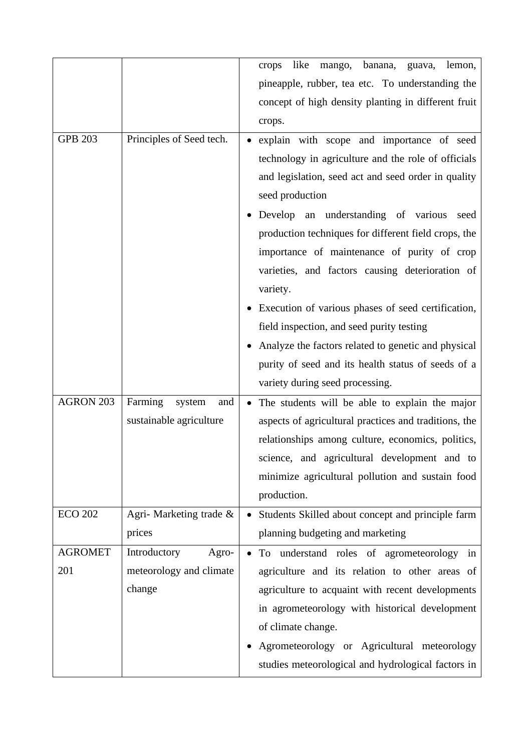| | | |
|---|---|---|
| | | crops like mango, banana, guava, lemon, pineapple, rubber, tea etc. To understanding the concept of high density planting in different fruit crops. |
| GPB 203 | Principles of Seed tech. | • explain with scope and importance of seed technology in agriculture and the role of officials and legislation, seed act and seed order in quality seed production<br>• Develop an understanding of various seed production techniques for different field crops, the importance of maintenance of purity of crop varieties, and factors causing deterioration of variety.<br>• Execution of various phases of seed certification, field inspection, and seed purity testing<br>• Analyze the factors related to genetic and physical purity of seed and its health status of seeds of a variety during seed processing. |
| AGRON 203 | Farming system and sustainable agriculture | • The students will be able to explain the major aspects of agricultural practices and traditions, the relationships among culture, economics, politics, science, and agricultural development and to minimize agricultural pollution and sustain food production. |
| ECO 202 | Agri- Marketing trade & prices | • Students Skilled about concept and principle farm planning budgeting and marketing |
| AGROMET 201 | Introductory Agro-meteorology and climate change | • To understand roles of agrometeorology in agriculture and its relation to other areas of agriculture to acquaint with recent developments in agrometeorology with historical development of climate change.<br>• Agrometeorology or Agricultural meteorology studies meteorological and hydrological factors in |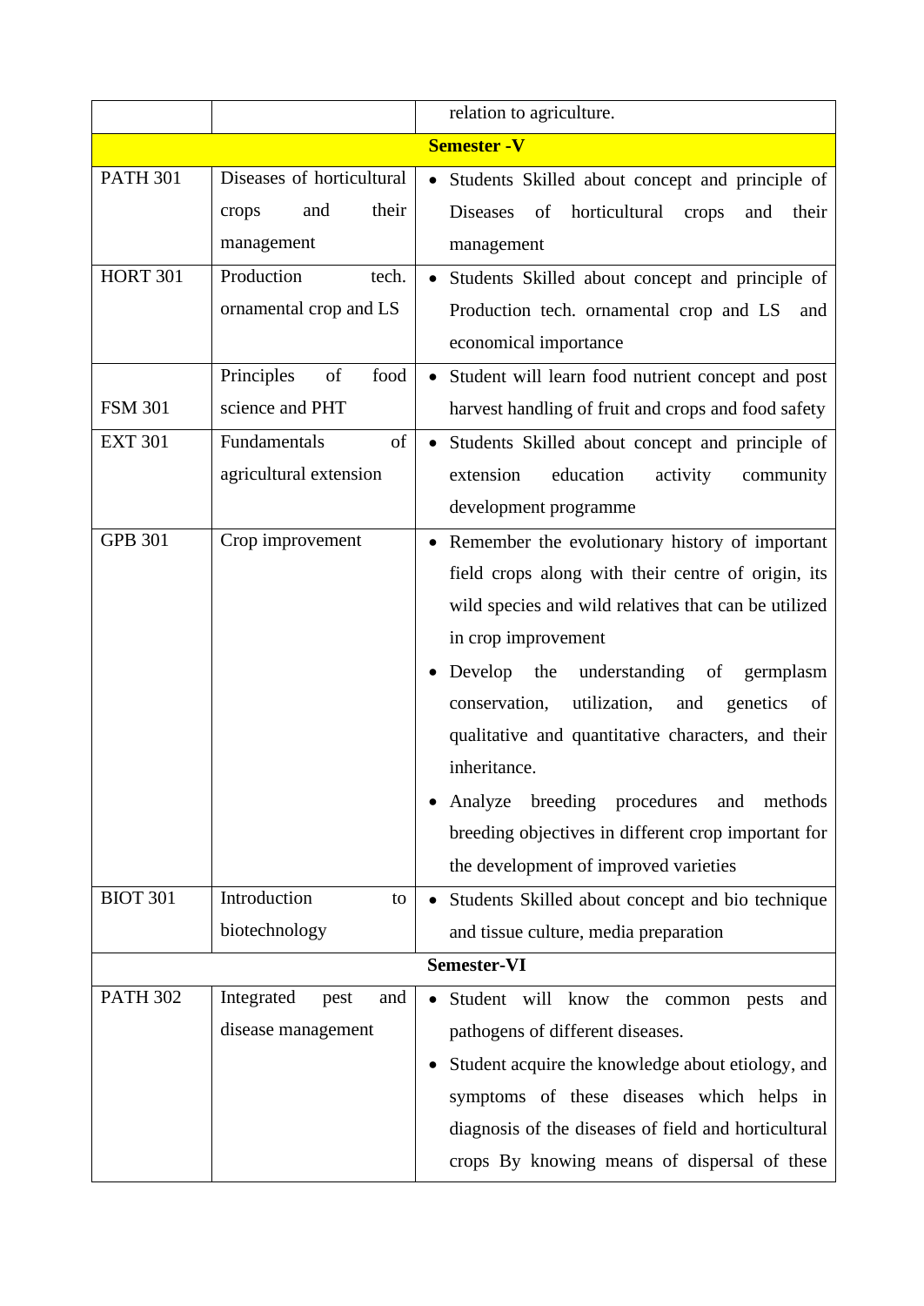| | | |
|---|---|---|
| | | relation to agriculture. |
| | **Semester -V** | |
| PATH 301 | Diseases of horticultural crops and their management | • Students Skilled about concept and principle of Diseases of horticultural crops and their management |
| HORT 301 | Production tech. ornamental crop and LS | • Students Skilled about concept and principle of Production tech. ornamental crop and LS and economical importance |
| FSM 301 | Principles of food science and PHT | • Student will learn food nutrient concept and post harvest handling of fruit and crops and food safety |
| EXT 301 | Fundamentals of agricultural extension | • Students Skilled about concept and principle of extension education activity community development programme |
| GPB 301 | Crop improvement | • Remember the evolutionary history of important field crops along with their centre of origin, its wild species and wild relatives that can be utilized in crop improvement<br>• Develop the understanding of germplasm conservation, utilization, and genetics of qualitative and quantitative characters, and their inheritance.<br>• Analyze breeding procedures and methods breeding objectives in different crop important for the development of improved varieties |
| BIOT 301 | Introduction to biotechnology | • Students Skilled about concept and bio technique and tissue culture, media preparation |
| | **Semester-VI** | |
| PATH 302 | Integrated pest and disease management | • Student will know the common pests and pathogens of different diseases.<br>• Student acquire the knowledge about etiology, and symptoms of these diseases which helps in diagnosis of the diseases of field and horticultural crops By knowing means of dispersal of these |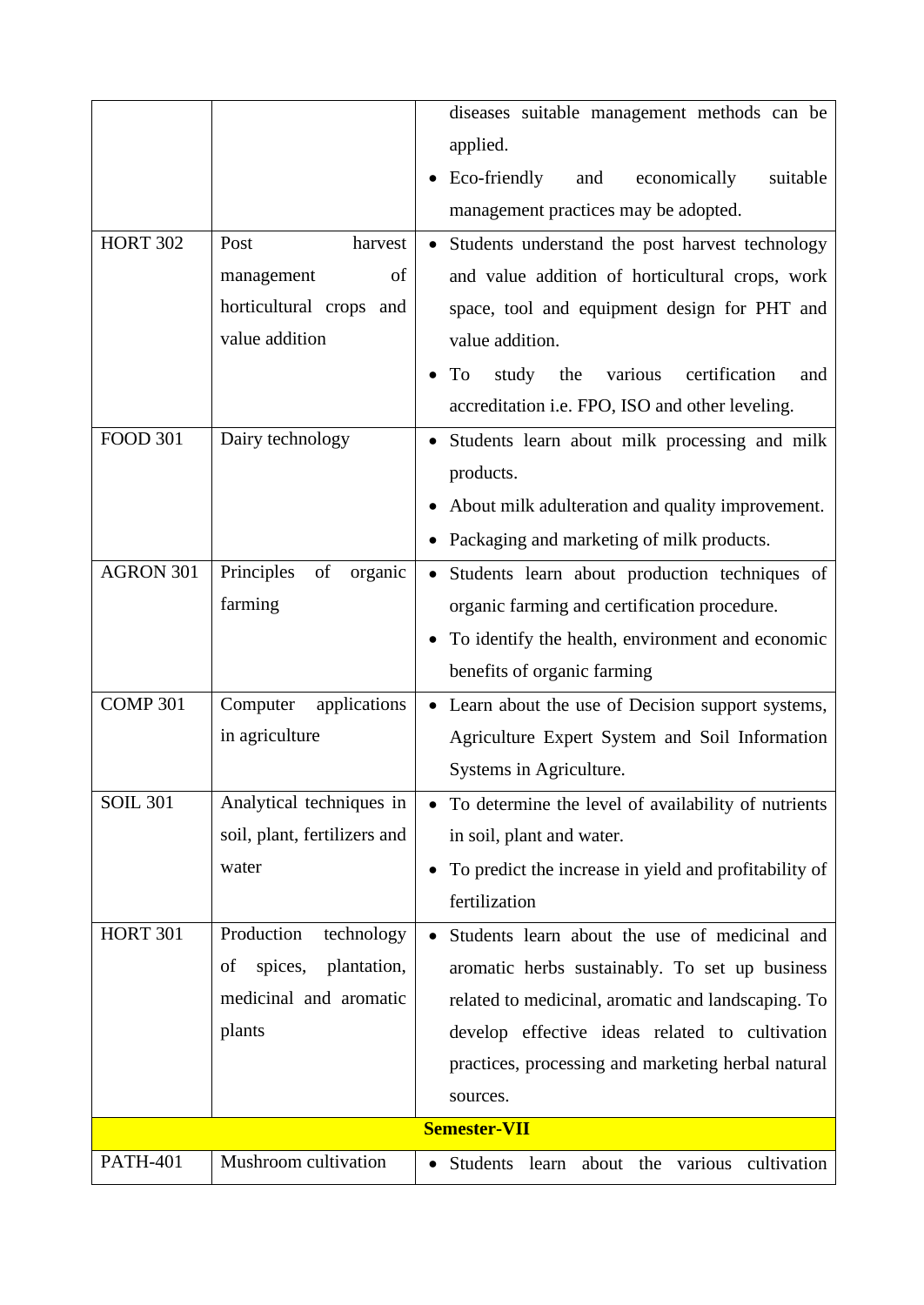| | | |
|---|---|---|
| | | diseases suitable management methods can be applied.<br>• Eco-friendly and economically suitable management practices may be adopted. |
| HORT 302 | Post harvest management of horticultural crops and value addition | • Students understand the post harvest technology and value addition of horticultural crops, work space, tool and equipment design for PHT and value addition.<br>• To study the various certification and accreditation i.e. FPO, ISO and other leveling. |
| FOOD 301 | Dairy technology | • Students learn about milk processing and milk products.<br>• About milk adulteration and quality improvement.<br>• Packaging and marketing of milk products. |
| AGRON 301 | Principles of organic farming | • Students learn about production techniques of organic farming and certification procedure.<br>• To identify the health, environment and economic benefits of organic farming |
| COMP 301 | Computer applications in agriculture | • Learn about the use of Decision support systems, Agriculture Expert System and Soil Information Systems in Agriculture. |
| SOIL 301 | Analytical techniques in soil, plant, fertilizers and water | • To determine the level of availability of nutrients in soil, plant and water.<br>• To predict the increase in yield and profitability of fertilization |
| HORT 301 | Production technology of spices, plantation, medicinal and aromatic plants | • Students learn about the use of medicinal and aromatic herbs sustainably. To set up business related to medicinal, aromatic and landscaping. To develop effective ideas related to cultivation practices, processing and marketing herbal natural sources. |
| **Semester-VII** | | |
| PATH-401 | Mushroom cultivation | • Students learn about the various cultivation |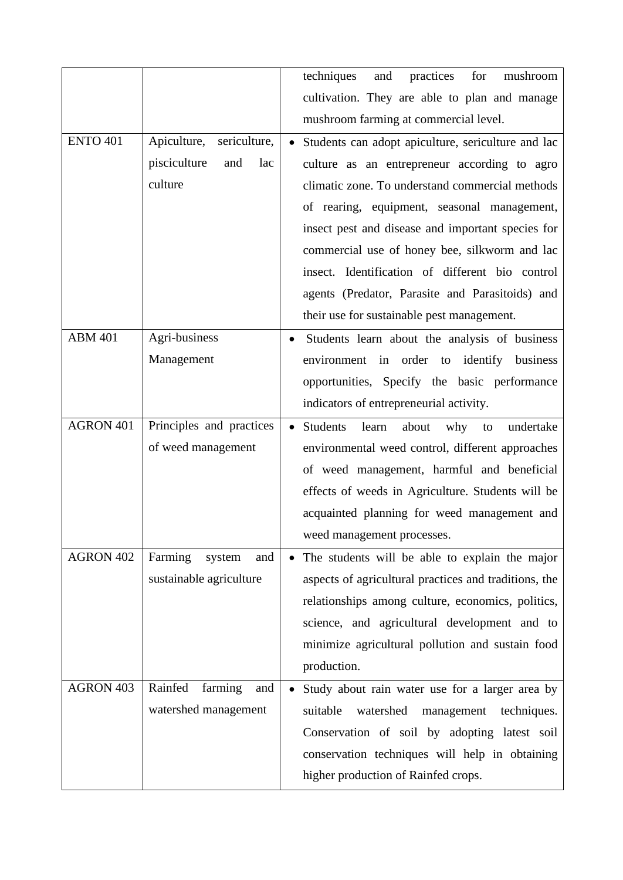| | | |
|---|---|---|
| | | techniques and practices for mushroom cultivation. They are able to plan and manage mushroom farming at commercial level. |
| ENTO 401 | Apiculture, sericulture, pisciculture and lac culture | • Students can adopt apiculture, sericulture and lac culture as an entrepreneur according to agro climatic zone. To understand commercial methods of rearing, equipment, seasonal management, insect pest and disease and important species for commercial use of honey bee, silkworm and lac insect. Identification of different bio control agents (Predator, Parasite and Parasitoids) and their use for sustainable pest management. |
| ABM 401 | Agri-business Management | • Students learn about the analysis of business environment in order to identify business opportunities, Specify the basic performance indicators of entrepreneurial activity. |
| AGRON 401 | Principles and practices of weed management | • Students learn about why to undertake environmental weed control, different approaches of weed management, harmful and beneficial effects of weeds in Agriculture. Students will be acquainted planning for weed management and weed management processes. |
| AGRON 402 | Farming system and sustainable agriculture | • The students will be able to explain the major aspects of agricultural practices and traditions, the relationships among culture, economics, politics, science, and agricultural development and to minimize agricultural pollution and sustain food production. |
| AGRON 403 | Rainfed farming and watershed management | • Study about rain water use for a larger area by suitable watershed management techniques. Conservation of soil by adopting latest soil conservation techniques will help in obtaining higher production of Rainfed crops. |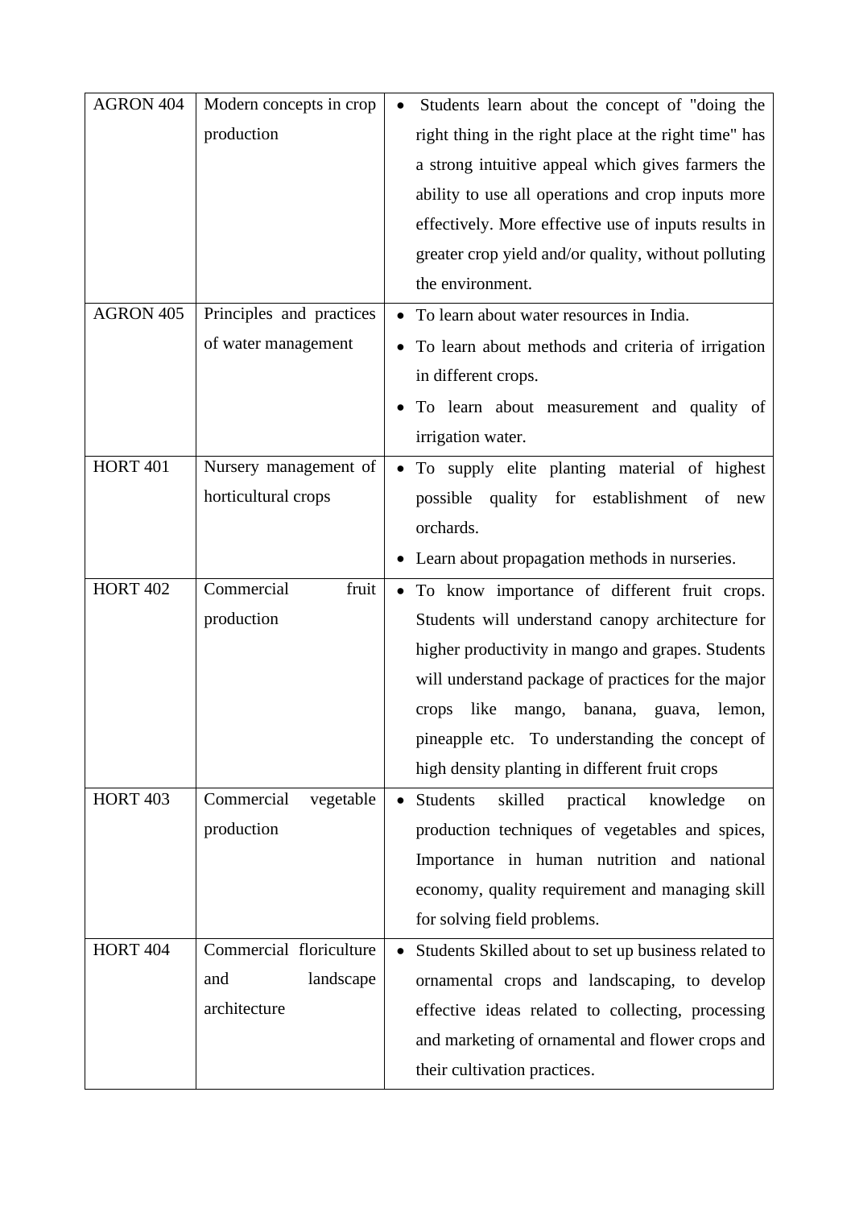| AGRON 404 | Modern concepts in crop production | • Students learn about the concept of "doing the right thing in the right place at the right time" has a strong intuitive appeal which gives farmers the ability to use all operations and crop inputs more effectively. More effective use of inputs results in greater crop yield and/or quality, without polluting the environment. |
|---|---|---|
| AGRON 405 | Principles and practices of water management | • To learn about water resources in India.<br>• To learn about methods and criteria of irrigation in different crops.<br>• To learn about measurement and quality of irrigation water. |
| HORT 401 | Nursery management of horticultural crops | • To supply elite planting material of highest possible quality for establishment of new orchards.<br>• Learn about propagation methods in nurseries. |
| HORT 402 | Commercial fruit production | • To know importance of different fruit crops. Students will understand canopy architecture for higher productivity in mango and grapes. Students will understand package of practices for the major crops like mango, banana, guava, lemon, pineapple etc. To understanding the concept of high density planting in different fruit crops |
| HORT 403 | Commercial vegetable production | • Students skilled practical knowledge on production techniques of vegetables and spices, Importance in human nutrition and national economy, quality requirement and managing skill for solving field problems. |
| HORT 404 | Commercial floriculture and landscape architecture | • Students Skilled about to set up business related to ornamental crops and landscaping, to develop effective ideas related to collecting, processing and marketing of ornamental and flower crops and their cultivation practices. |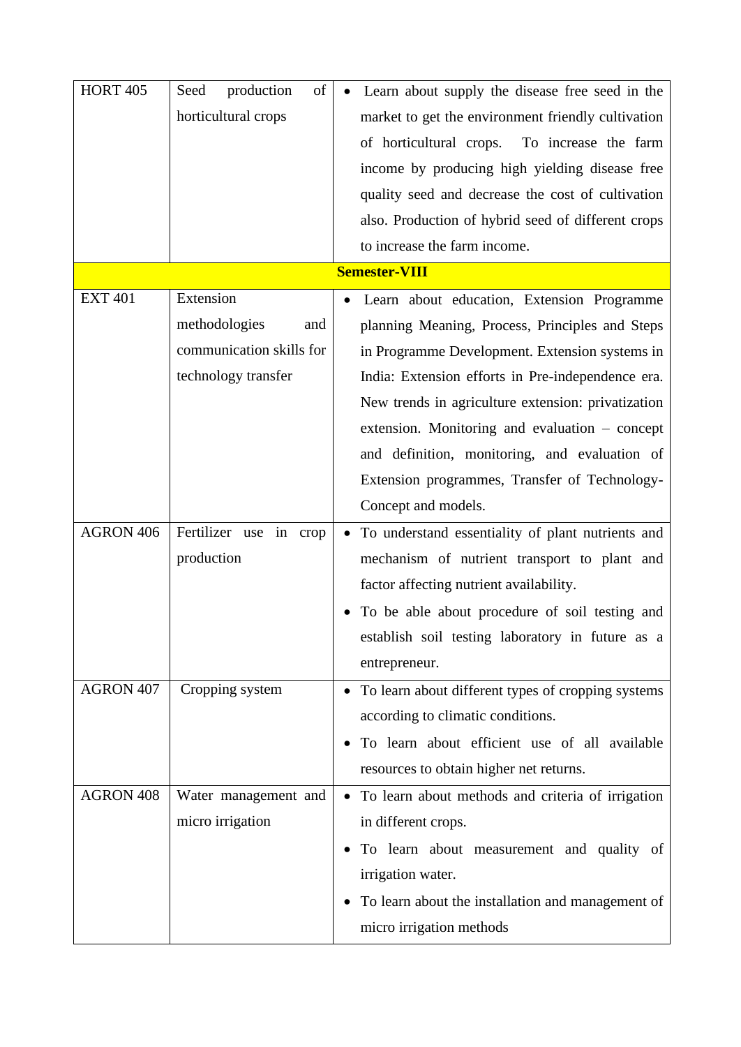| | | |
|---|---|---|
| HORT 405 | Seed production of horticultural crops | • Learn about supply the disease free seed in the market to get the environment friendly cultivation of horticultural crops. To increase the farm income by producing high yielding disease free quality seed and decrease the cost of cultivation also. Production of hybrid seed of different crops to increase the farm income. |
| | **Semester-VIII** | |
| EXT 401 | Extension methodologies and communication skills for technology transfer | • Learn about education, Extension Programme planning Meaning, Process, Principles and Steps in Programme Development. Extension systems in India: Extension efforts in Pre-independence era. New trends in agriculture extension: privatization extension. Monitoring and evaluation – concept and definition, monitoring, and evaluation of Extension programmes, Transfer of Technology-Concept and models. |
| AGRON 406 | Fertilizer use in crop production | • To understand essentiality of plant nutrients and mechanism of nutrient transport to plant and factor affecting nutrient availability.<br>• To be able about procedure of soil testing and establish soil testing laboratory in future as a entrepreneur. |
| AGRON 407 | Cropping system | • To learn about different types of cropping systems according to climatic conditions.<br>• To learn about efficient use of all available resources to obtain higher net returns. |
| AGRON 408 | Water management and micro irrigation | • To learn about methods and criteria of irrigation in different crops.<br>• To learn about measurement and quality of irrigation water.<br>• To learn about the installation and management of micro irrigation methods |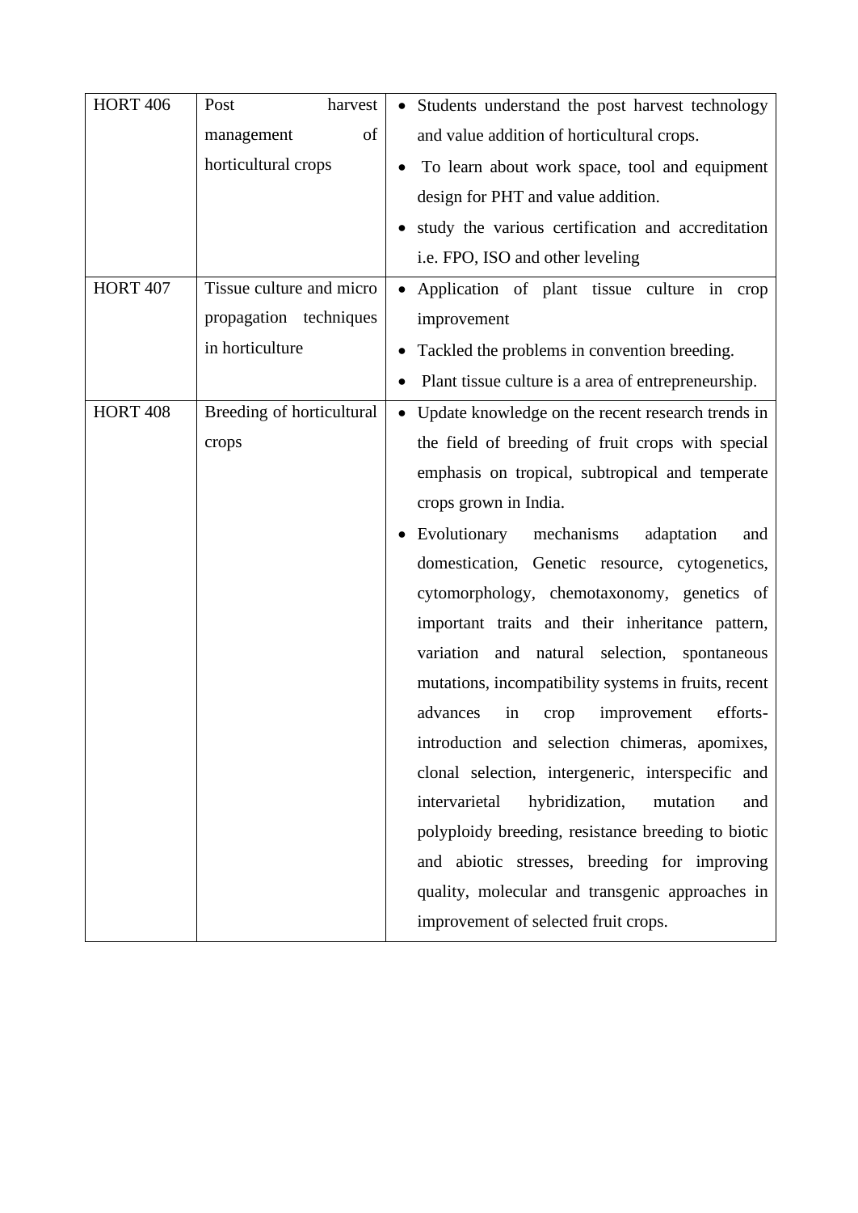| | | |
|---|---|---|
| HORT 406 | Post harvest management of horticultural crops | • Students understand the post harvest technology and value addition of horticultural crops.<br>• To learn about work space, tool and equipment design for PHT and value addition.<br>• study the various certification and accreditation i.e. FPO, ISO and other leveling |
| HORT 407 | Tissue culture and micro propagation techniques in horticulture | • Application of plant tissue culture in crop improvement<br>• Tackled the problems in convention breeding.<br>• Plant tissue culture is a area of entrepreneurship. |
| HORT 408 | Breeding of horticultural crops | • Update knowledge on the recent research trends in the field of breeding of fruit crops with special emphasis on tropical, subtropical and temperate crops grown in India.<br>• Evolutionary mechanisms adaptation and domestication, Genetic resource, cytogenetics, cytomorphology, chemotaxonomy, genetics of important traits and their inheritance pattern, variation and natural selection, spontaneous mutations, incompatibility systems in fruits, recent advances in crop improvement efforts- introduction and selection chimeras, apomixes, clonal selection, intergeneric, interspecific and intervarietal hybridization, mutation and polyploidy breeding, resistance breeding to biotic and abiotic stresses, breeding for improving quality, molecular and transgenic approaches in improvement of selected fruit crops. |